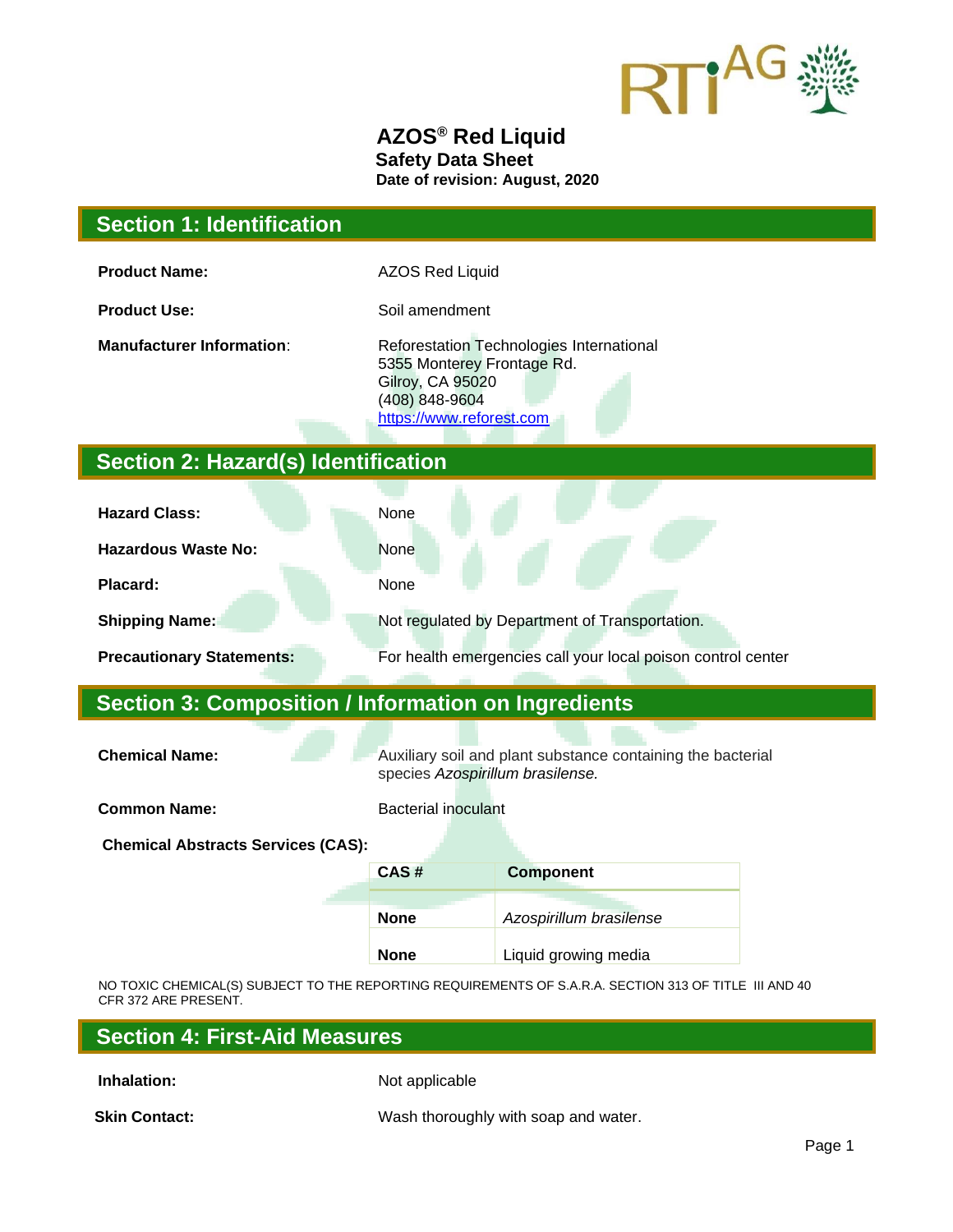# AZOS® Red Liquid

**Safety Data Sheet**

**Date of revision: August, 2020**

## Section 1: Identification

**Product Name:** AZOS Red Liquid

**Product Use:** Soil amendment

**Manufacturer Information:** Reforestation Technologies International
5355 Monterey Frontage Rd.
Gilroy, CA 95020
(408) 848-9604
https://www.reforest.com

## Section 2: Hazard(s) Identification

**Hazard Class:** None

**Hazardous Waste No:** None

**Placard:** None

**Shipping Name:** Not regulated by Department of Transportation.

**Precautionary Statements:** For health emergencies call your local poison control center

## Section 3: Composition / Information on Ingredients

**Chemical Name:** Auxiliary soil and plant substance containing the bacterial species *Azospirillum brasilense.*

**Common Name:** Bacterial inoculant

**Chemical Abstracts Services (CAS):**

| CAS # | Component |
|---|---|
| **None** | *Azospirillum brasilense* |
| **None** | Liquid growing media |

NO TOXIC CHEMICAL(S) SUBJECT TO THE REPORTING REQUIREMENTS OF S.A.R.A. SECTION 313 OF TITLE III AND 40 CFR 372 ARE PRESENT.

## Section 4: First-Aid Measures

**Inhalation:** Not applicable

**Skin Contact:** Wash thoroughly with soap and water.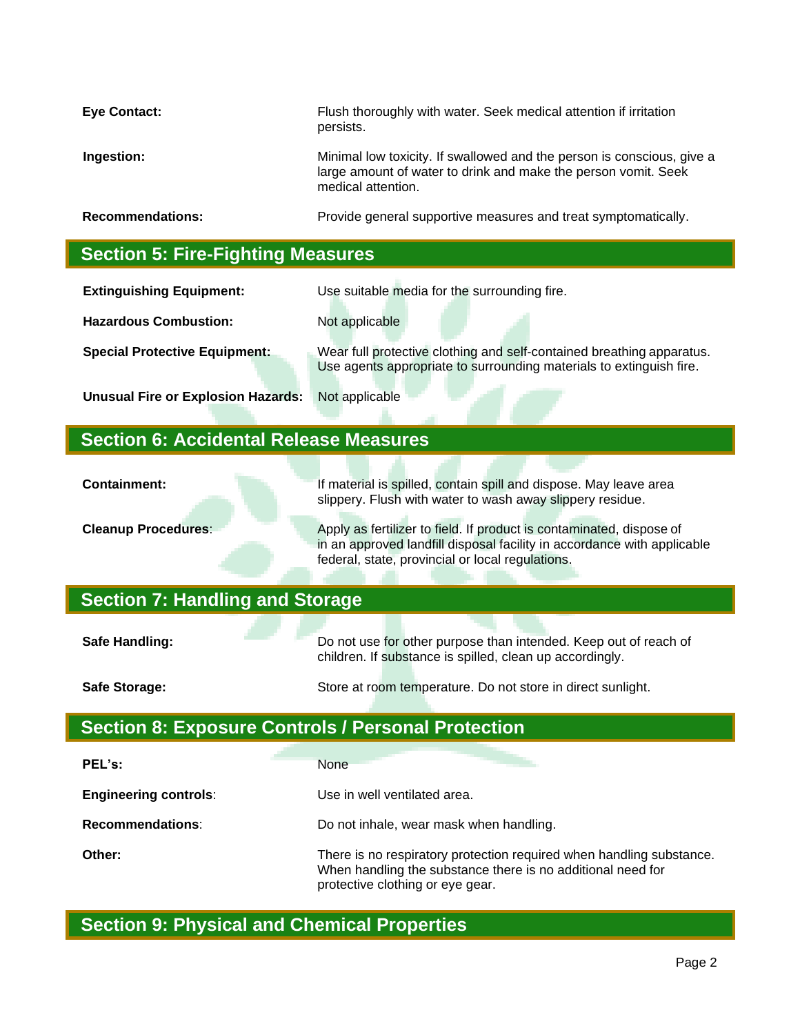**Eye Contact:** Flush thoroughly with water. Seek medical attention if irritation persists.

**Ingestion:** Minimal low toxicity. If swallowed and the person is conscious, give a large amount of water to drink and make the person vomit. Seek medical attention.

**Recommendations:** Provide general supportive measures and treat symptomatically.

## Section 5: Fire-Fighting Measures

**Extinguishing Equipment:** Use suitable media for the surrounding fire.

**Hazardous Combustion:** Not applicable

**Special Protective Equipment:** Wear full protective clothing and self-contained breathing apparatus. Use agents appropriate to surrounding materials to extinguish fire.

**Unusual Fire or Explosion Hazards:** Not applicable

## Section 6: Accidental Release Measures

**Containment:** If material is spilled, contain spill and dispose. May leave area slippery. Flush with water to wash away slippery residue.

**Cleanup Procedures**: Apply as fertilizer to field. If product is contaminated, dispose of in an approved landfill disposal facility in accordance with applicable federal, state, provincial or local regulations.

## Section 7: Handling and Storage

**Safe Handling:** Do not use for other purpose than intended. Keep out of reach of children. If substance is spilled, clean up accordingly.

**Safe Storage:** Store at room temperature. Do not store in direct sunlight.

## Section 8: Exposure Controls / Personal Protection

**PEL's:** None

**Engineering controls**: Use in well ventilated area.

**Recommendations**: Do not inhale, wear mask when handling.

**Other:** There is no respiratory protection required when handling substance. When handling the substance there is no additional need for protective clothing or eye gear.

## Section 9: Physical and Chemical Properties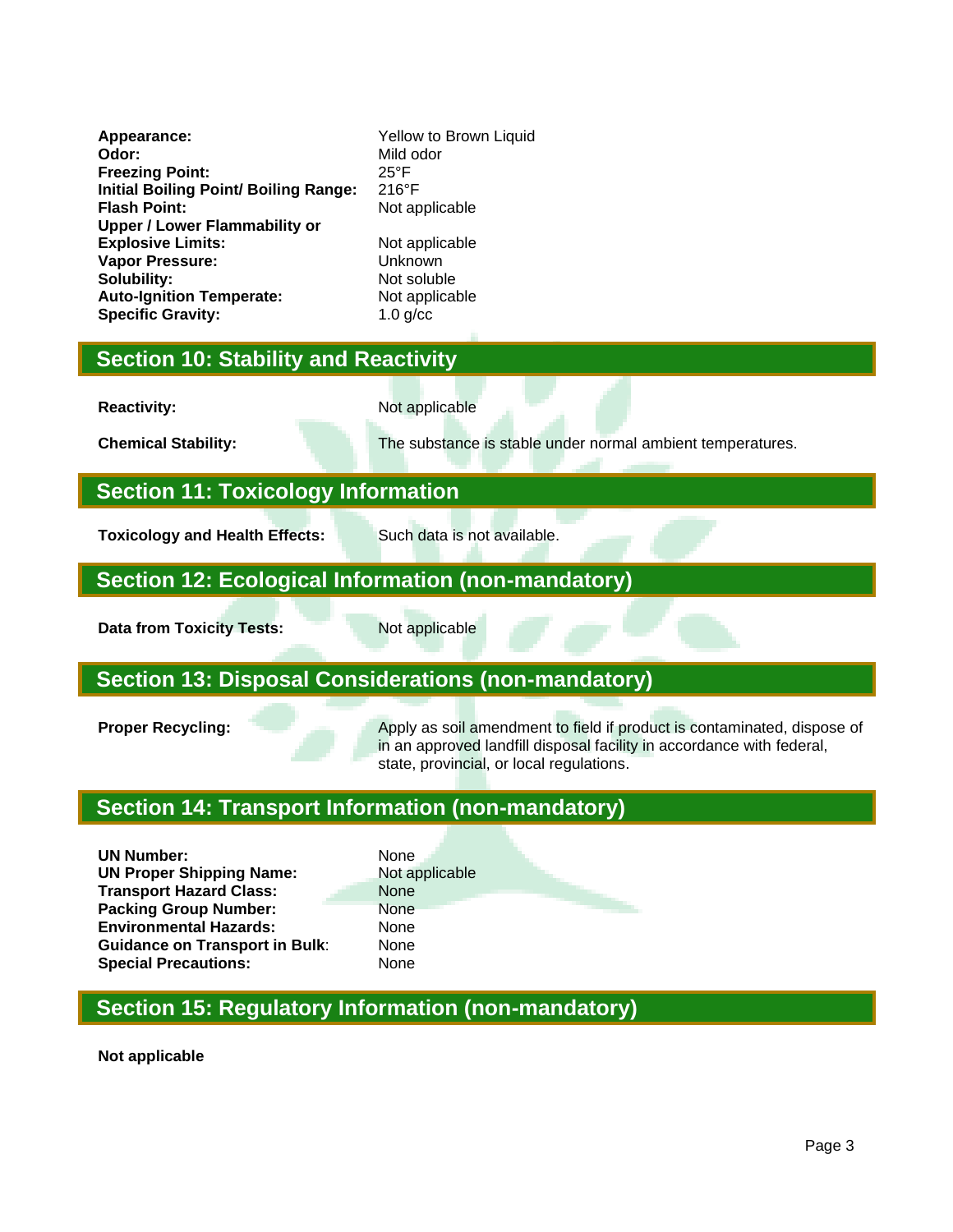| | |
|---|---|
| **Appearance:** | Yellow to Brown Liquid |
| **Odor:** | Mild odor |
| **Freezing Point:** | 25°F |
| **Initial Boiling Point/ Boiling Range:** | 216°F |
| **Flash Point:** | Not applicable |
| **Upper / Lower Flammability or Explosive Limits:** | Not applicable |
| **Vapor Pressure:** | Unknown |
| **Solubility:** | Not soluble |
| **Auto-Ignition Temperate:** | Not applicable |
| **Specific Gravity:** | 1.0 g/cc |

## Section 10: Stability and Reactivity

| | |
|---|---|
| **Reactivity:** | Not applicable |
| **Chemical Stability:** | The substance is stable under normal ambient temperatures. |

## Section 11: Toxicology Information

| | |
|---|---|
| **Toxicology and Health Effects:** | Such data is not available. |

## Section 12: Ecological Information (non-mandatory)

| | |
|---|---|
| **Data from Toxicity Tests:** | Not applicable |

## Section 13: Disposal Considerations (non-mandatory)

| | |
|---|---|
| **Proper Recycling:** | Apply as soil amendment to field if product is contaminated, dispose of in an approved landfill disposal facility in accordance with federal, state, provincial, or local regulations. |

## Section 14: Transport Information (non-mandatory)

| | |
|---|---|
| **UN Number:** | None |
| **UN Proper Shipping Name:** | Not applicable |
| **Transport Hazard Class:** | None |
| **Packing Group Number:** | None |
| **Environmental Hazards:** | None |
| **Guidance on Transport in Bulk:** | None |
| **Special Precautions:** | None |

## Section 15: Regulatory Information (non-mandatory)

**Not applicable**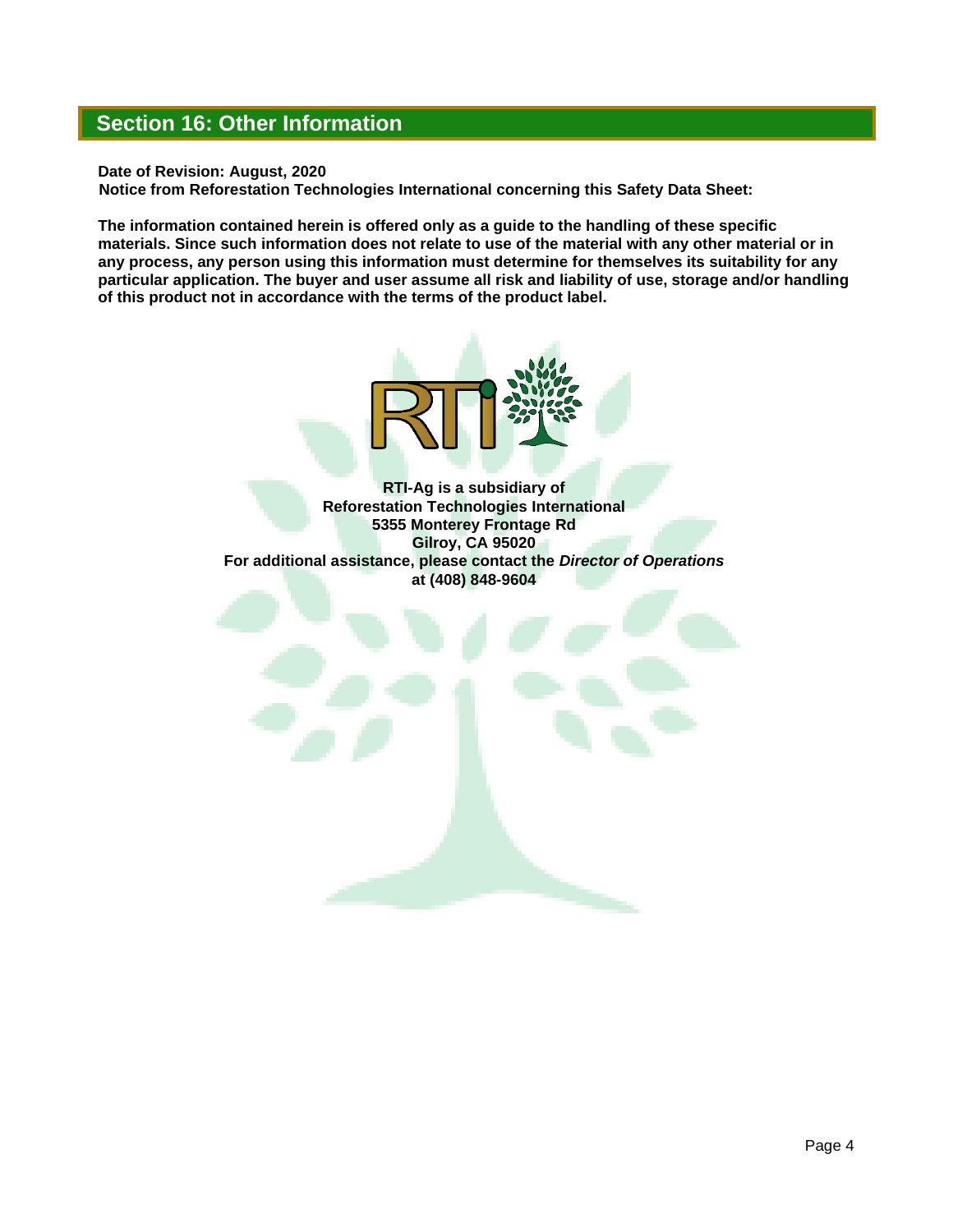## Section 16: Other Information

**Date of Revision: August, 2020**

**Notice from Reforestation Technologies International concerning this Safety Data Sheet:**

**The information contained herein is offered only as a guide to the handling of these specific materials. Since such information does not relate to use of the material with any other material or in any process, any person using this information must determine for themselves its suitability for any particular application. The buyer and user assume all risk and liability of use, storage and/or handling of this product not in accordance with the terms of the product label.**

**RTI-Ag is a subsidiary of**
**Reforestation Technologies International**
**5355 Monterey Frontage Rd**
**Gilroy, CA 95020**
**For additional assistance, please contact the *Director of Operations* at (408) 848-9604**